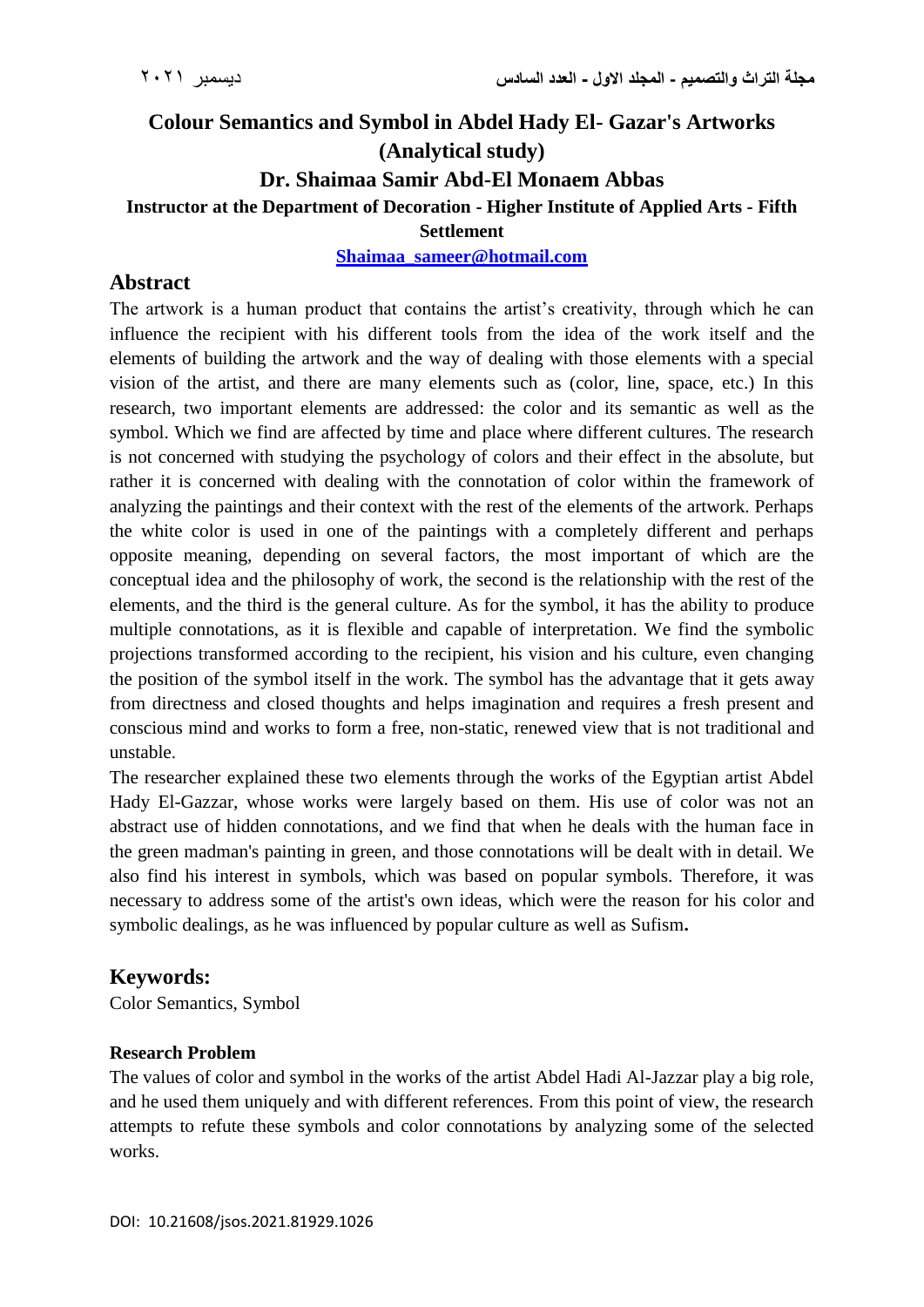# Colour Semantics and Symbol in Abdel Hady El- Gazar's Artworks (Analytical study)

## Dr. Shaimaa Samir Abd-El Monaem Abbas

**Instructor at the Department of Decoration - Higher Institute of Applied Arts - Fifth Settlement**

**Shaimaa_sameer@hotmail.com**

## Abstract

The artwork is a human product that contains the artist's creativity, through which he can influence the recipient with his different tools from the idea of the work itself and the elements of building the artwork and the way of dealing with those elements with a special vision of the artist, and there are many elements such as (color, line, space, etc.) In this research, two important elements are addressed: the color and its semantic as well as the symbol. Which we find are affected by time and place where different cultures. The research is not concerned with studying the psychology of colors and their effect in the absolute, but rather it is concerned with dealing with the connotation of color within the framework of analyzing the paintings and their context with the rest of the elements of the artwork. Perhaps the white color is used in one of the paintings with a completely different and perhaps opposite meaning, depending on several factors, the most important of which are the conceptual idea and the philosophy of work, the second is the relationship with the rest of the elements, and the third is the general culture. As for the symbol, it has the ability to produce multiple connotations, as it is flexible and capable of interpretation. We find the symbolic projections transformed according to the recipient, his vision and his culture, even changing the position of the symbol itself in the work. The symbol has the advantage that it gets away from directness and closed thoughts and helps imagination and requires a fresh present and conscious mind and works to form a free, non-static, renewed view that is not traditional and unstable.

The researcher explained these two elements through the works of the Egyptian artist Abdel Hady El-Gazzar, whose works were largely based on them. His use of color was not an abstract use of hidden connotations, and we find that when he deals with the human face in the green madman's painting in green, and those connotations will be dealt with in detail. We also find his interest in symbols, which was based on popular symbols. Therefore, it was necessary to address some of the artist's own ideas, which were the reason for his color and symbolic dealings, as he was influenced by popular culture as well as Sufism**.**

## Keywords:

Color Semantics, Symbol

### Research Problem

The values of color and symbol in the works of the artist Abdel Hadi Al-Jazzar play a big role, and he used them uniquely and with different references. From this point of view, the research attempts to refute these symbols and color connotations by analyzing some of the selected works.

DOI: 10.21608/jsos.2021.81929.1026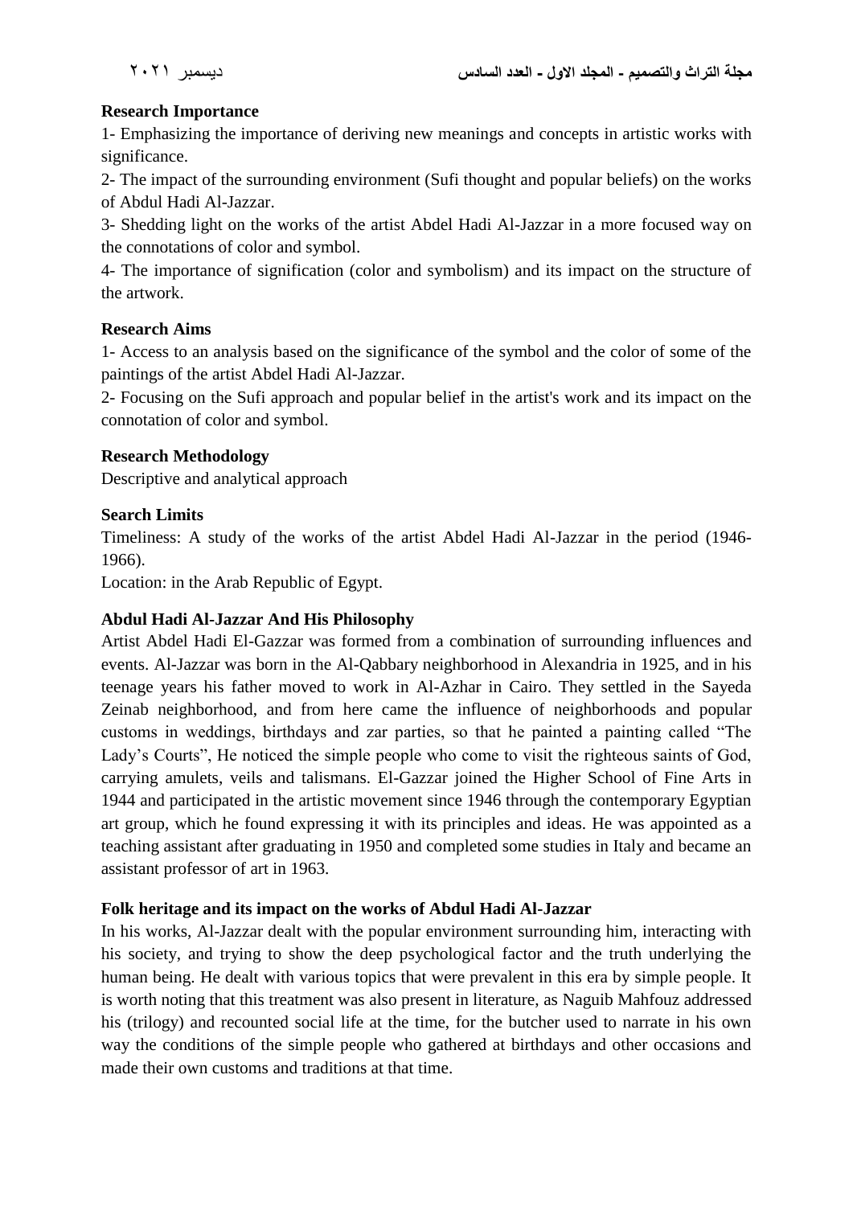**Research Importance**

1- Emphasizing the importance of deriving new meanings and concepts in artistic works with significance.

2- The impact of the surrounding environment (Sufi thought and popular beliefs) on the works of Abdul Hadi Al-Jazzar.

3- Shedding light on the works of the artist Abdel Hadi Al-Jazzar in a more focused way on the connotations of color and symbol.

4- The importance of signification (color and symbolism) and its impact on the structure of the artwork.

**Research Aims**

1- Access to an analysis based on the significance of the symbol and the color of some of the paintings of the artist Abdel Hadi Al-Jazzar.

2- Focusing on the Sufi approach and popular belief in the artist's work and its impact on the connotation of color and symbol.

**Research Methodology**

Descriptive and analytical approach

**Search Limits**

Timeliness: A study of the works of the artist Abdel Hadi Al-Jazzar in the period (1946-1966).

Location: in the Arab Republic of Egypt.

**Abdul Hadi Al-Jazzar And His Philosophy**

Artist Abdel Hadi El-Gazzar was formed from a combination of surrounding influences and events. Al-Jazzar was born in the Al-Qabbary neighborhood in Alexandria in 1925, and in his teenage years his father moved to work in Al-Azhar in Cairo. They settled in the Sayeda Zeinab neighborhood, and from here came the influence of neighborhoods and popular customs in weddings, birthdays and zar parties, so that he painted a painting called "The Lady's Courts", He noticed the simple people who come to visit the righteous saints of God, carrying amulets, veils and talismans. El-Gazzar joined the Higher School of Fine Arts in 1944 and participated in the artistic movement since 1946 through the contemporary Egyptian art group, which he found expressing it with its principles and ideas. He was appointed as a teaching assistant after graduating in 1950 and completed some studies in Italy and became an assistant professor of art in 1963.

**Folk heritage and its impact on the works of Abdul Hadi Al-Jazzar**

In his works, Al-Jazzar dealt with the popular environment surrounding him, interacting with his society, and trying to show the deep psychological factor and the truth underlying the human being. He dealt with various topics that were prevalent in this era by simple people. It is worth noting that this treatment was also present in literature, as Naguib Mahfouz addressed his (trilogy) and recounted social life at the time, for the butcher used to narrate in his own way the conditions of the simple people who gathered at birthdays and other occasions and made their own customs and traditions at that time.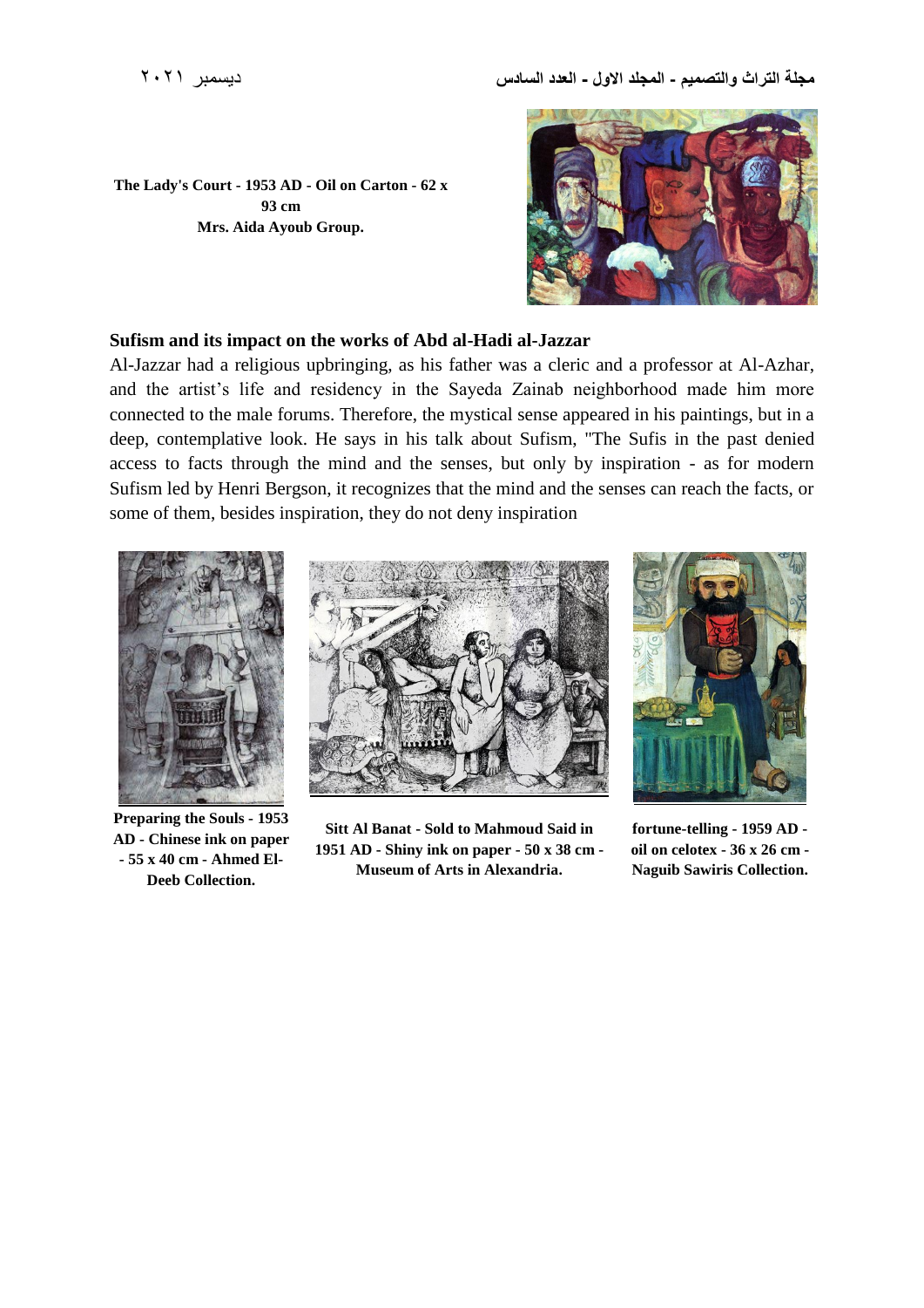The Lady's Court - 1953 AD - Oil on Carton - 62 x 93 cm
Mrs. Aida Ayoub Group.

## Sufism and its impact on the works of Abd al-Hadi al-Jazzar

Al-Jazzar had a religious upbringing, as his father was a cleric and a professor at Al-Azhar, and the artist's life and residency in the Sayeda Zainab neighborhood made him more connected to the male forums. Therefore, the mystical sense appeared in his paintings, but in a deep, contemplative look. He says in his talk about Sufism, "The Sufis in the past denied access to facts through the mind and the senses, but only by inspiration - as for modern Sufism led by Henri Bergson, it recognizes that the mind and the senses can reach the facts, or some of them, besides inspiration, they do not deny inspiration

**Preparing the Souls - 1953 AD - Chinese ink on paper - 55 x 40 cm - Ahmed El-Deeb Collection.**

**Sitt Al Banat - Sold to Mahmoud Said in 1951 AD - Shiny ink on paper - 50 x 38 cm - Museum of Arts in Alexandria.**

**fortune-telling - 1959 AD - oil on celotex - 36 x 26 cm - Naguib Sawiris Collection.**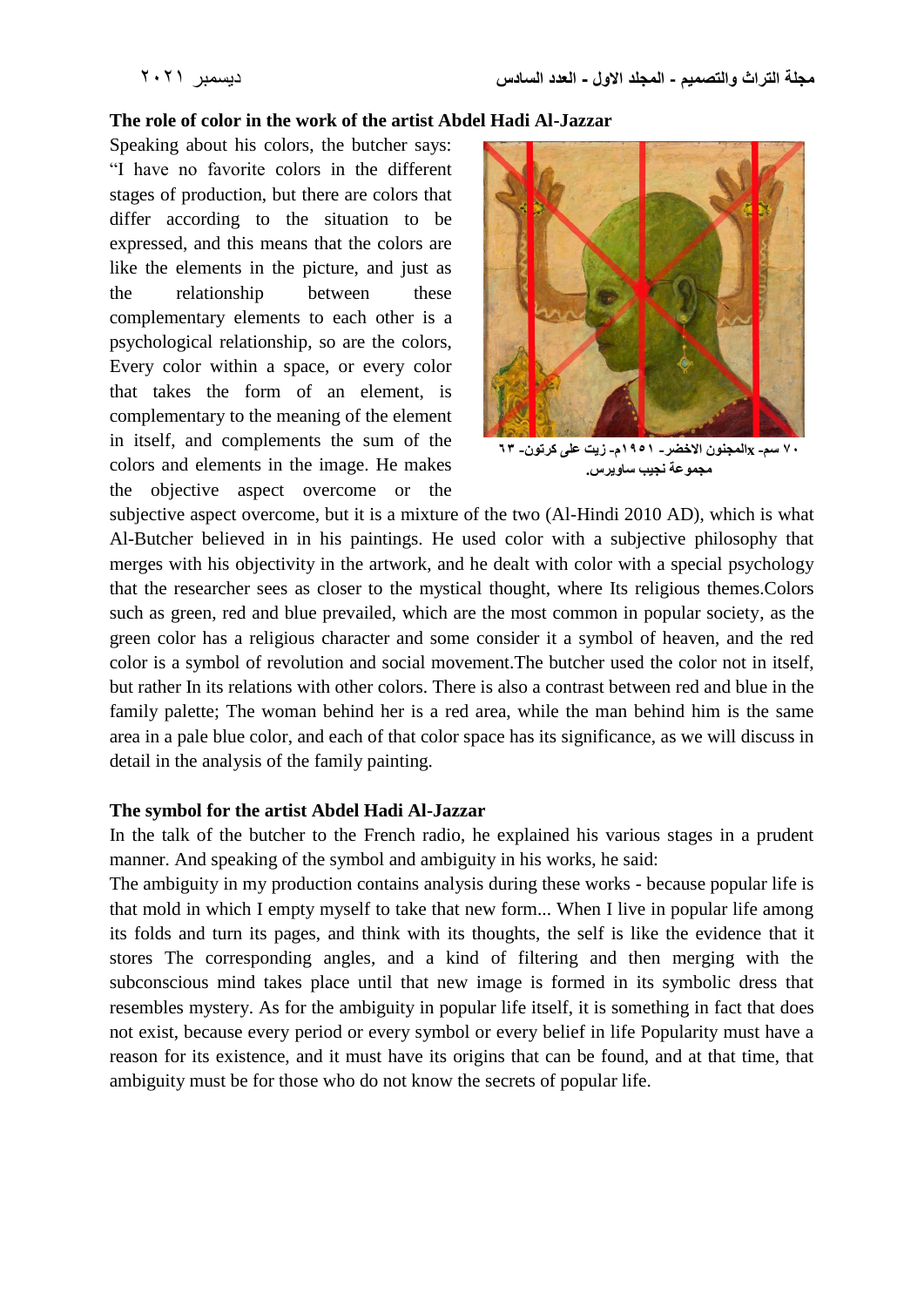## The role of color in the work of the artist Abdel Hadi Al-Jazzar

Speaking about his colors, the butcher says: "I have no favorite colors in the different stages of production, but there are colors that differ according to the situation to be expressed, and this means that the colors are like the elements in the picture, and just as the relationship between these complementary elements to each other is a psychological relationship, so are the colors, Every color within a space, or every color that takes the form of an element, is complementary to the meaning of the element in itself, and complements the sum of the colors and elements in the image. He makes the objective aspect overcome or the subjective aspect overcome, but it is a mixture of the two (Al-Hindi 2010 AD), which is what Al-Butcher believed in in his paintings. He used color with a subjective philosophy that merges with his objectivity in the artwork, and he dealt with color with a special psychology that the researcher sees as closer to the mystical thought, where Its religious themes.Colors such as green, red and blue prevailed, which are the most common in popular society, as the green color has a religious character and some consider it a symbol of heaven, and the red color is a symbol of revolution and social movement.The butcher used the color not in itself, but rather In its relations with other colors. There is also a contrast between red and blue in the family palette; The woman behind her is a red area, while the man behind him is the same area in a pale blue color, and each of that color space has its significance, as we will discuss in detail in the analysis of the family painting.

٧٠ سم- xالمجنون الاخضر- ١٩٥١م- زيت على كرتون- ٦٣
مجموعة نجيب ساويرس.

## The symbol for the artist Abdel Hadi Al-Jazzar

In the talk of the butcher to the French radio, he explained his various stages in a prudent manner. And speaking of the symbol and ambiguity in his works, he said:

The ambiguity in my production contains analysis during these works - because popular life is that mold in which I empty myself to take that new form... When I live in popular life among its folds and turn its pages, and think with its thoughts, the self is like the evidence that it stores The corresponding angles, and a kind of filtering and then merging with the subconscious mind takes place until that new image is formed in its symbolic dress that resembles mystery. As for the ambiguity in popular life itself, it is something in fact that does not exist, because every period or every symbol or every belief in life Popularity must have a reason for its existence, and it must have its origins that can be found, and at that time, that ambiguity must be for those who do not know the secrets of popular life.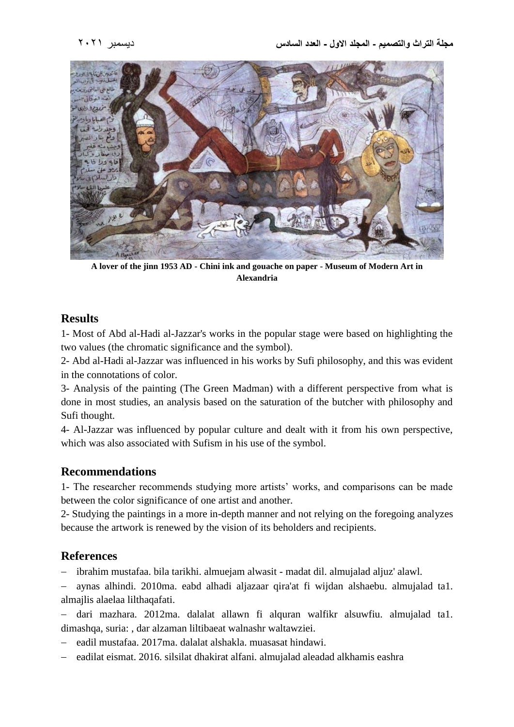A lover of the jinn 1953 AD - Chini ink and gouache on paper - Museum of Modern Art in Alexandria

## Results

1- Most of Abd al-Hadi al-Jazzar's works in the popular stage were based on highlighting the two values (the chromatic significance and the symbol).

2- Abd al-Hadi al-Jazzar was influenced in his works by Sufi philosophy, and this was evident in the connotations of color.

3- Analysis of the painting (The Green Madman) with a different perspective from what is done in most studies, an analysis based on the saturation of the butcher with philosophy and Sufi thought.

4- Al-Jazzar was influenced by popular culture and dealt with it from his own perspective, which was also associated with Sufism in his use of the symbol.

## Recommendations

1- The researcher recommends studying more artists' works, and comparisons can be made between the color significance of one artist and another.

2- Studying the paintings in a more in-depth manner and not relying on the foregoing analyzes because the artwork is renewed by the vision of its beholders and recipients.

## References

- ibrahim mustafaa. bila tarikhi. almuejam alwasit - madat dil. almujalad aljuz' alawl.
- aynas alhindi. 2010ma. eabd alhadi aljazaar qira'at fi wijdan alshaebu. almujalad ta1. almajlis alaelaa lilthaqafati.
- dari mazhara. 2012ma. dalalat allawn fi alquran walfikr alsuwfiu. almujalad ta1. dimashqa, suria: , dar alzaman liltibaeat walnashr waltawziei.
- eadil mustafaa. 2017ma. dalalat alshakla. muasasat hindawi.
- eadilat eismat. 2016. silsilat dhakirat alfani. almujalad aleadad alkhamis eashra